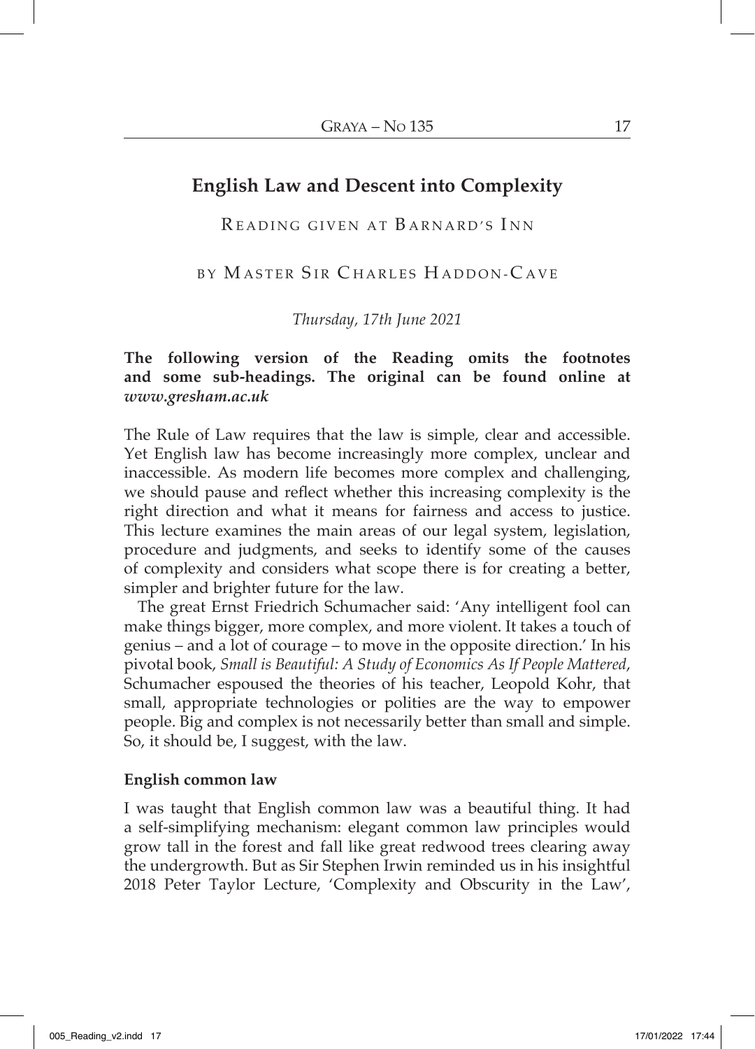# English Law and Descent into Complexity

READING GIVEN AT BARNARD'S INN

BY MASTER SIR CHARLES HADDON-CAVE

*Thursday, 17th June 2021*

**The following version of the Reading omits the footnotes and some sub-headings. The original can be found online at *www.gresham.ac.uk***

The Rule of Law requires that the law is simple, clear and accessible. Yet English law has become increasingly more complex, unclear and inaccessible. As modern life becomes more complex and challenging, we should pause and reflect whether this increasing complexity is the right direction and what it means for fairness and access to justice. This lecture examines the main areas of our legal system, legislation, procedure and judgments, and seeks to identify some of the causes of complexity and considers what scope there is for creating a better, simpler and brighter future for the law.

The great Ernst Friedrich Schumacher said: 'Any intelligent fool can make things bigger, more complex, and more violent. It takes a touch of genius – and a lot of courage – to move in the opposite direction.' In his pivotal book, *Small is Beautiful: A Study of Economics As If People Mattered*, Schumacher espoused the theories of his teacher, Leopold Kohr, that small, appropriate technologies or polities are the way to empower people. Big and complex is not necessarily better than small and simple. So, it should be, I suggest, with the law.

**English common law**

I was taught that English common law was a beautiful thing. It had a self-simplifying mechanism: elegant common law principles would grow tall in the forest and fall like great redwood trees clearing away the undergrowth. But as Sir Stephen Irwin reminded us in his insightful 2018 Peter Taylor Lecture, 'Complexity and Obscurity in the Law',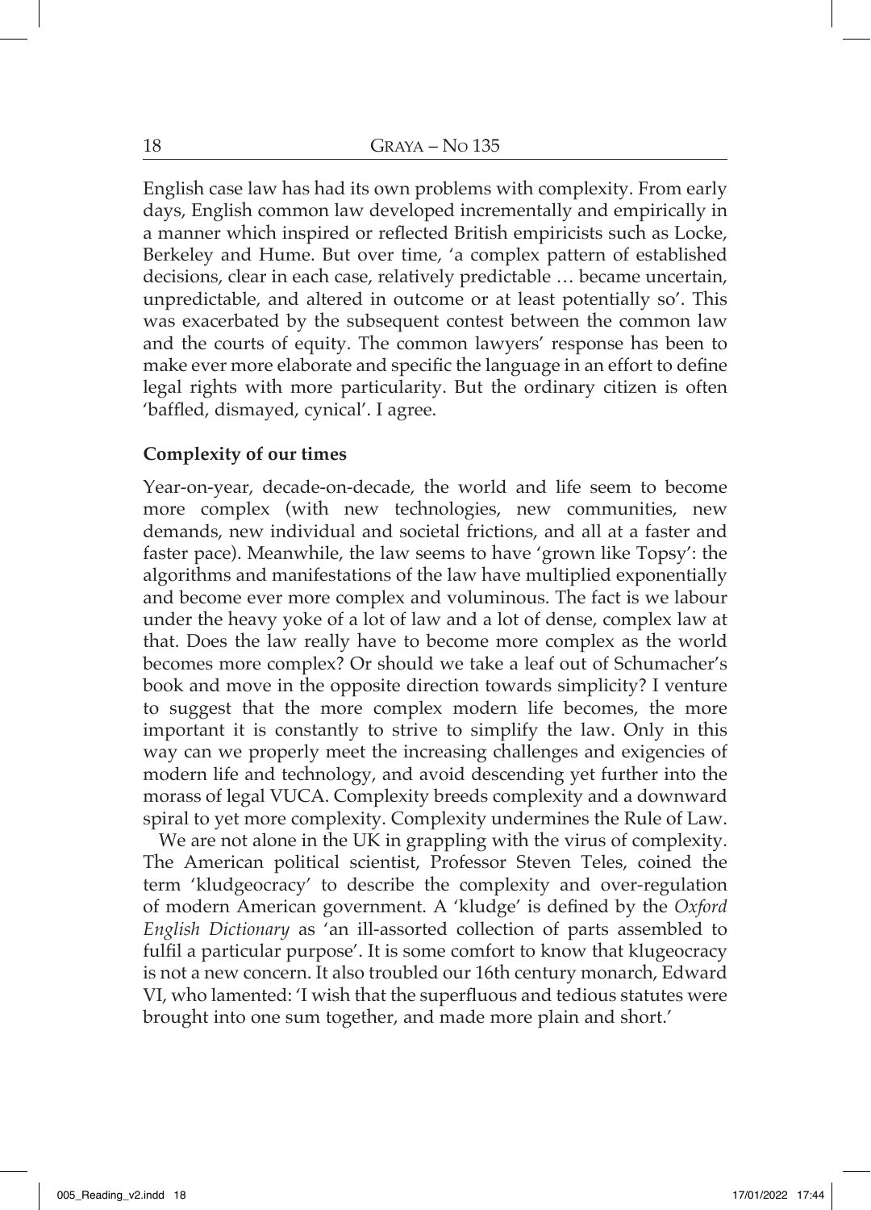English case law has had its own problems with complexity. From early days, English common law developed incrementally and empirically in a manner which inspired or reflected British empiricists such as Locke, Berkeley and Hume. But over time, 'a complex pattern of established decisions, clear in each case, relatively predictable … became uncertain, unpredictable, and altered in outcome or at least potentially so'. This was exacerbated by the subsequent contest between the common law and the courts of equity. The common lawyers' response has been to make ever more elaborate and specific the language in an effort to define legal rights with more particularity. But the ordinary citizen is often 'baffled, dismayed, cynical'. I agree.

**Complexity of our times**

Year-on-year, decade-on-decade, the world and life seem to become more complex (with new technologies, new communities, new demands, new individual and societal frictions, and all at a faster and faster pace). Meanwhile, the law seems to have 'grown like Topsy': the algorithms and manifestations of the law have multiplied exponentially and become ever more complex and voluminous. The fact is we labour under the heavy yoke of a lot of law and a lot of dense, complex law at that. Does the law really have to become more complex as the world becomes more complex? Or should we take a leaf out of Schumacher's book and move in the opposite direction towards simplicity? I venture to suggest that the more complex modern life becomes, the more important it is constantly to strive to simplify the law. Only in this way can we properly meet the increasing challenges and exigencies of modern life and technology, and avoid descending yet further into the morass of legal VUCA. Complexity breeds complexity and a downward spiral to yet more complexity. Complexity undermines the Rule of Law.

We are not alone in the UK in grappling with the virus of complexity. The American political scientist, Professor Steven Teles, coined the term 'kludgeocracy' to describe the complexity and over-regulation of modern American government. A 'kludge' is defined by the *Oxford English Dictionary* as 'an ill-assorted collection of parts assembled to fulfil a particular purpose'. It is some comfort to know that klugeocracy is not a new concern. It also troubled our 16th century monarch, Edward VI, who lamented: 'I wish that the superfluous and tedious statutes were brought into one sum together, and made more plain and short.'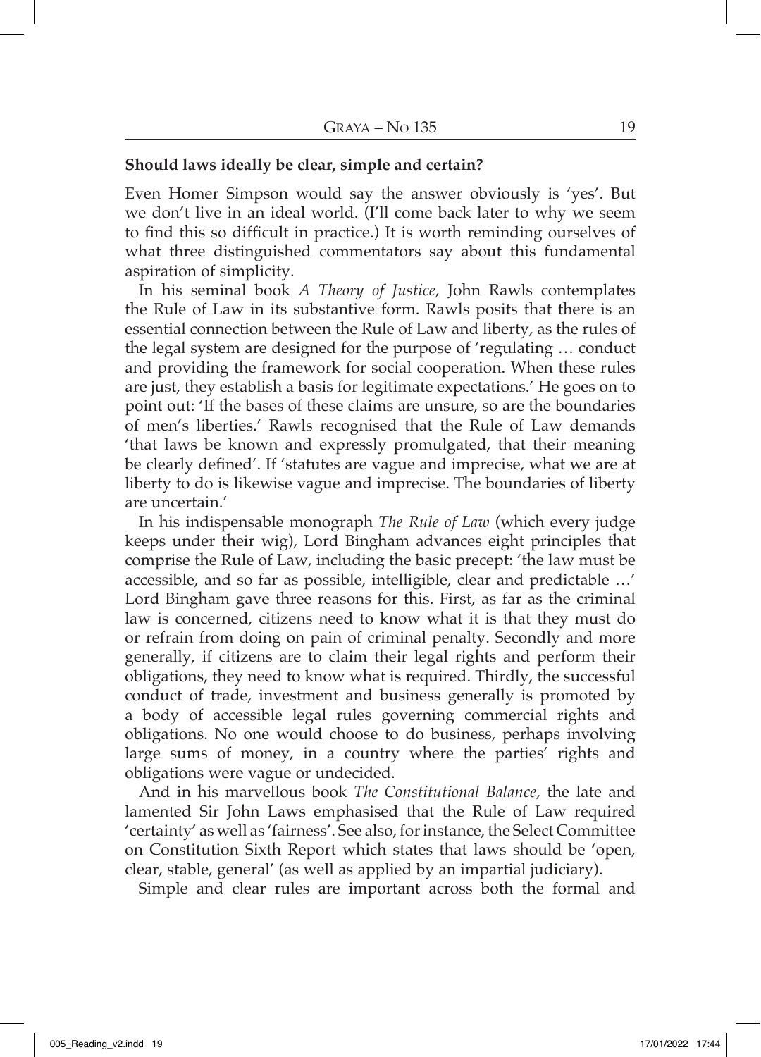**Should laws ideally be clear, simple and certain?**

Even Homer Simpson would say the answer obviously is 'yes'. But we don't live in an ideal world. (I'll come back later to why we seem to find this so difficult in practice.) It is worth reminding ourselves of what three distinguished commentators say about this fundamental aspiration of simplicity.

In his seminal book *A Theory of Justice*, John Rawls contemplates the Rule of Law in its substantive form. Rawls posits that there is an essential connection between the Rule of Law and liberty, as the rules of the legal system are designed for the purpose of 'regulating … conduct and providing the framework for social cooperation. When these rules are just, they establish a basis for legitimate expectations.' He goes on to point out: 'If the bases of these claims are unsure, so are the boundaries of men's liberties.' Rawls recognised that the Rule of Law demands 'that laws be known and expressly promulgated, that their meaning be clearly defined'. If 'statutes are vague and imprecise, what we are at liberty to do is likewise vague and imprecise. The boundaries of liberty are uncertain.'

In his indispensable monograph *The Rule of Law* (which every judge keeps under their wig), Lord Bingham advances eight principles that comprise the Rule of Law, including the basic precept: 'the law must be accessible, and so far as possible, intelligible, clear and predictable …' Lord Bingham gave three reasons for this. First, as far as the criminal law is concerned, citizens need to know what it is that they must do or refrain from doing on pain of criminal penalty. Secondly and more generally, if citizens are to claim their legal rights and perform their obligations, they need to know what is required. Thirdly, the successful conduct of trade, investment and business generally is promoted by a body of accessible legal rules governing commercial rights and obligations. No one would choose to do business, perhaps involving large sums of money, in a country where the parties' rights and obligations were vague or undecided.

And in his marvellous book *The Constitutional Balance*, the late and lamented Sir John Laws emphasised that the Rule of Law required 'certainty' as well as 'fairness'. See also, for instance, the Select Committee on Constitution Sixth Report which states that laws should be 'open, clear, stable, general' (as well as applied by an impartial judiciary).

Simple and clear rules are important across both the formal and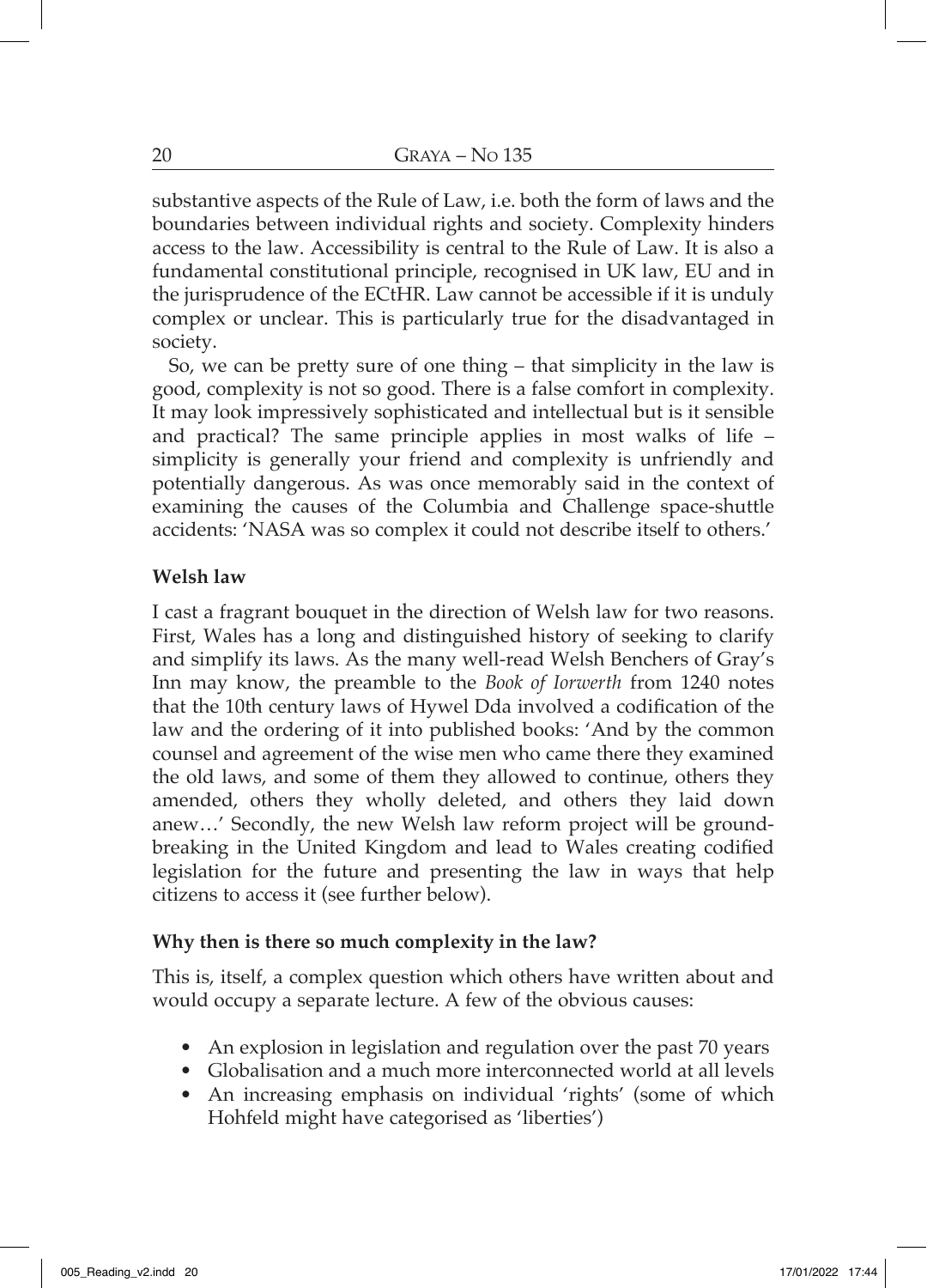substantive aspects of the Rule of Law, i.e. both the form of laws and the boundaries between individual rights and society. Complexity hinders access to the law. Accessibility is central to the Rule of Law. It is also a fundamental constitutional principle, recognised in UK law, EU and in the jurisprudence of the ECtHR. Law cannot be accessible if it is unduly complex or unclear. This is particularly true for the disadvantaged in society.

So, we can be pretty sure of one thing – that simplicity in the law is good, complexity is not so good. There is a false comfort in complexity. It may look impressively sophisticated and intellectual but is it sensible and practical? The same principle applies in most walks of life – simplicity is generally your friend and complexity is unfriendly and potentially dangerous. As was once memorably said in the context of examining the causes of the Columbia and Challenge space-shuttle accidents: 'NASA was so complex it could not describe itself to others.'

**Welsh law**

I cast a fragrant bouquet in the direction of Welsh law for two reasons. First, Wales has a long and distinguished history of seeking to clarify and simplify its laws. As the many well-read Welsh Benchers of Gray's Inn may know, the preamble to the *Book of Iorwerth* from 1240 notes that the 10th century laws of Hywel Dda involved a codification of the law and the ordering of it into published books: 'And by the common counsel and agreement of the wise men who came there they examined the old laws, and some of them they allowed to continue, others they amended, others they wholly deleted, and others they laid down anew…' Secondly, the new Welsh law reform project will be ground-breaking in the United Kingdom and lead to Wales creating codified legislation for the future and presenting the law in ways that help citizens to access it (see further below).

**Why then is there so much complexity in the law?**

This is, itself, a complex question which others have written about and would occupy a separate lecture. A few of the obvious causes:

- An explosion in legislation and regulation over the past 70 years
- Globalisation and a much more interconnected world at all levels
- An increasing emphasis on individual 'rights' (some of which Hohfeld might have categorised as 'liberties')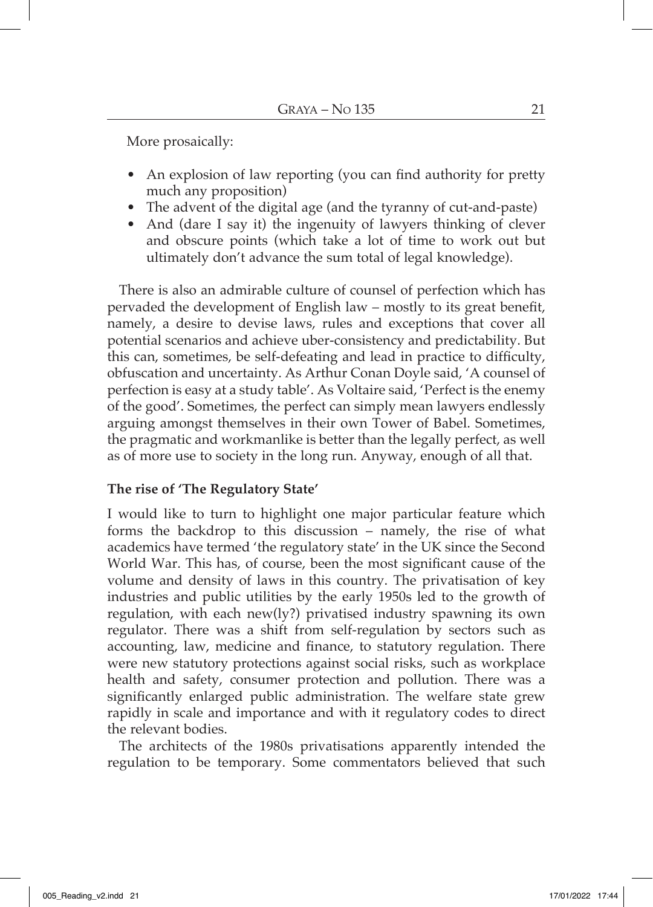More prosaically:

- An explosion of law reporting (you can find authority for pretty much any proposition)
- The advent of the digital age (and the tyranny of cut-and-paste)
- And (dare I say it) the ingenuity of lawyers thinking of clever and obscure points (which take a lot of time to work out but ultimately don't advance the sum total of legal knowledge).

There is also an admirable culture of counsel of perfection which has pervaded the development of English law – mostly to its great benefit, namely, a desire to devise laws, rules and exceptions that cover all potential scenarios and achieve uber-consistency and predictability. But this can, sometimes, be self-defeating and lead in practice to difficulty, obfuscation and uncertainty. As Arthur Conan Doyle said, 'A counsel of perfection is easy at a study table'. As Voltaire said, 'Perfect is the enemy of the good'. Sometimes, the perfect can simply mean lawyers endlessly arguing amongst themselves in their own Tower of Babel. Sometimes, the pragmatic and workmanlike is better than the legally perfect, as well as of more use to society in the long run. Anyway, enough of all that.

**The rise of 'The Regulatory State'**

I would like to turn to highlight one major particular feature which forms the backdrop to this discussion – namely, the rise of what academics have termed 'the regulatory state' in the UK since the Second World War. This has, of course, been the most significant cause of the volume and density of laws in this country. The privatisation of key industries and public utilities by the early 1950s led to the growth of regulation, with each new(ly?) privatised industry spawning its own regulator. There was a shift from self-regulation by sectors such as accounting, law, medicine and finance, to statutory regulation. There were new statutory protections against social risks, such as workplace health and safety, consumer protection and pollution. There was a significantly enlarged public administration. The welfare state grew rapidly in scale and importance and with it regulatory codes to direct the relevant bodies.

The architects of the 1980s privatisations apparently intended the regulation to be temporary. Some commentators believed that such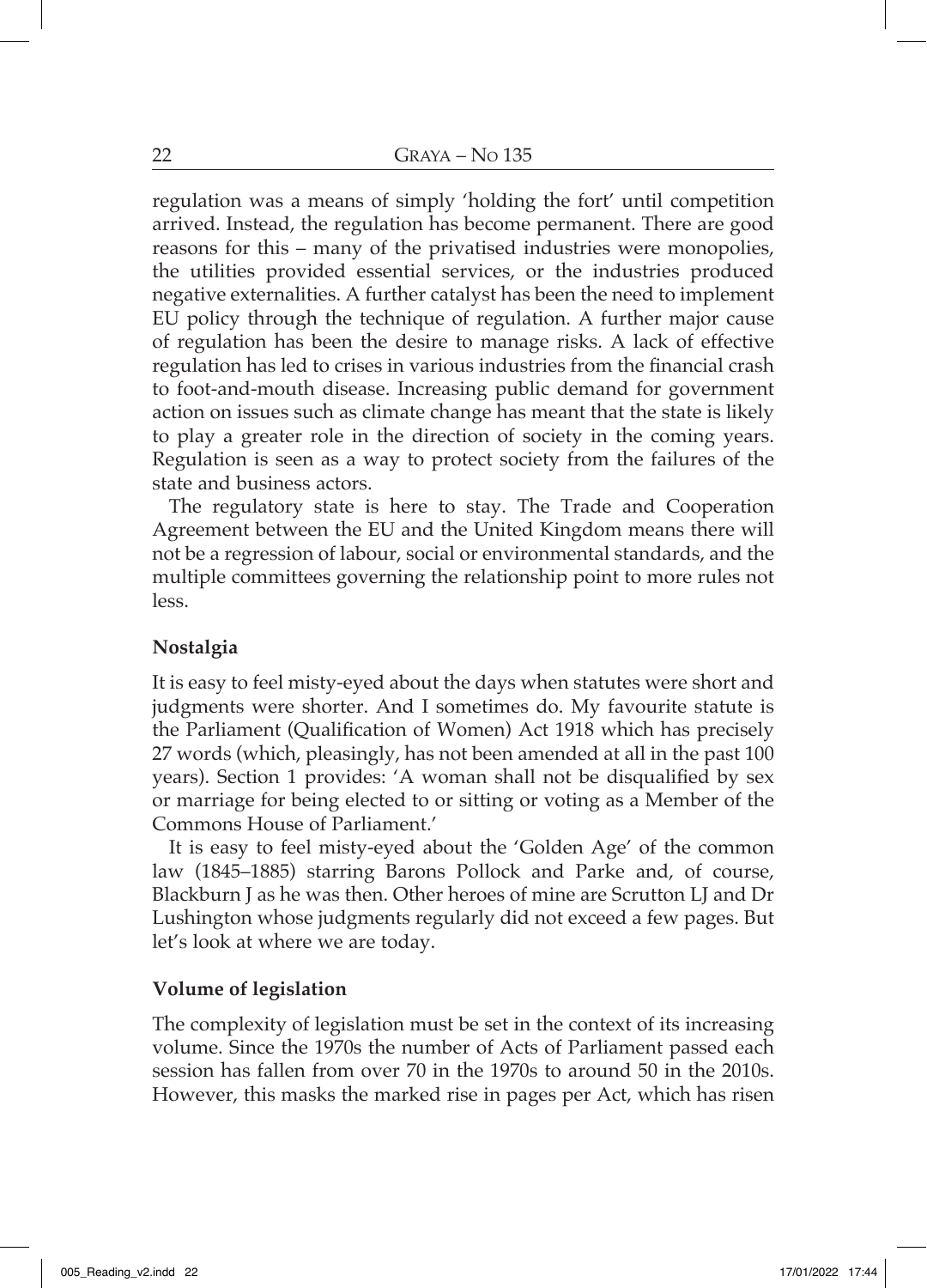regulation was a means of simply 'holding the fort' until competition arrived. Instead, the regulation has become permanent. There are good reasons for this – many of the privatised industries were monopolies, the utilities provided essential services, or the industries produced negative externalities. A further catalyst has been the need to implement EU policy through the technique of regulation. A further major cause of regulation has been the desire to manage risks. A lack of effective regulation has led to crises in various industries from the financial crash to foot-and-mouth disease. Increasing public demand for government action on issues such as climate change has meant that the state is likely to play a greater role in the direction of society in the coming years. Regulation is seen as a way to protect society from the failures of the state and business actors.

The regulatory state is here to stay. The Trade and Cooperation Agreement between the EU and the United Kingdom means there will not be a regression of labour, social or environmental standards, and the multiple committees governing the relationship point to more rules not less.

**Nostalgia**

It is easy to feel misty-eyed about the days when statutes were short and judgments were shorter. And I sometimes do. My favourite statute is the Parliament (Qualification of Women) Act 1918 which has precisely 27 words (which, pleasingly, has not been amended at all in the past 100 years). Section 1 provides: 'A woman shall not be disqualified by sex or marriage for being elected to or sitting or voting as a Member of the Commons House of Parliament.'

It is easy to feel misty-eyed about the 'Golden Age' of the common law (1845–1885) starring Barons Pollock and Parke and, of course, Blackburn J as he was then. Other heroes of mine are Scrutton LJ and Dr Lushington whose judgments regularly did not exceed a few pages. But let's look at where we are today.

**Volume of legislation**

The complexity of legislation must be set in the context of its increasing volume. Since the 1970s the number of Acts of Parliament passed each session has fallen from over 70 in the 1970s to around 50 in the 2010s. However, this masks the marked rise in pages per Act, which has risen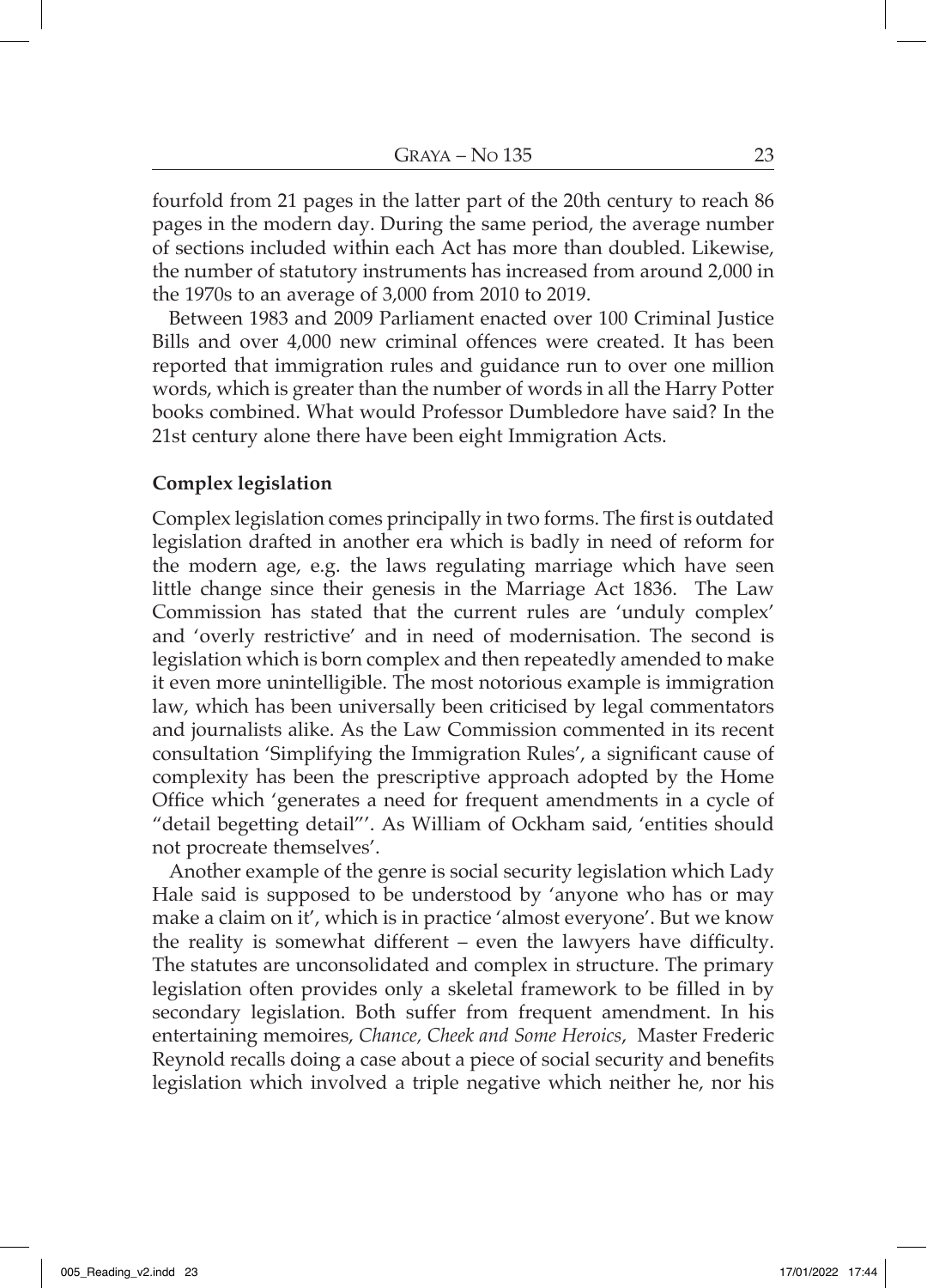fourfold from 21 pages in the latter part of the 20th century to reach 86 pages in the modern day. During the same period, the average number of sections included within each Act has more than doubled. Likewise, the number of statutory instruments has increased from around 2,000 in the 1970s to an average of 3,000 from 2010 to 2019.

Between 1983 and 2009 Parliament enacted over 100 Criminal Justice Bills and over 4,000 new criminal offences were created. It has been reported that immigration rules and guidance run to over one million words, which is greater than the number of words in all the Harry Potter books combined. What would Professor Dumbledore have said? In the 21st century alone there have been eight Immigration Acts.

**Complex legislation**

Complex legislation comes principally in two forms. The first is outdated legislation drafted in another era which is badly in need of reform for the modern age, e.g. the laws regulating marriage which have seen little change since their genesis in the Marriage Act 1836. The Law Commission has stated that the current rules are 'unduly complex' and 'overly restrictive' and in need of modernisation. The second is legislation which is born complex and then repeatedly amended to make it even more unintelligible. The most notorious example is immigration law, which has been universally been criticised by legal commentators and journalists alike. As the Law Commission commented in its recent consultation 'Simplifying the Immigration Rules', a significant cause of complexity has been the prescriptive approach adopted by the Home Office which 'generates a need for frequent amendments in a cycle of "detail begetting detail"'. As William of Ockham said, 'entities should not procreate themselves'.

Another example of the genre is social security legislation which Lady Hale said is supposed to be understood by 'anyone who has or may make a claim on it', which is in practice 'almost everyone'. But we know the reality is somewhat different – even the lawyers have difficulty. The statutes are unconsolidated and complex in structure. The primary legislation often provides only a skeletal framework to be filled in by secondary legislation. Both suffer from frequent amendment. In his entertaining memoires, *Chance, Cheek and Some Heroics*, Master Frederic Reynold recalls doing a case about a piece of social security and benefits legislation which involved a triple negative which neither he, nor his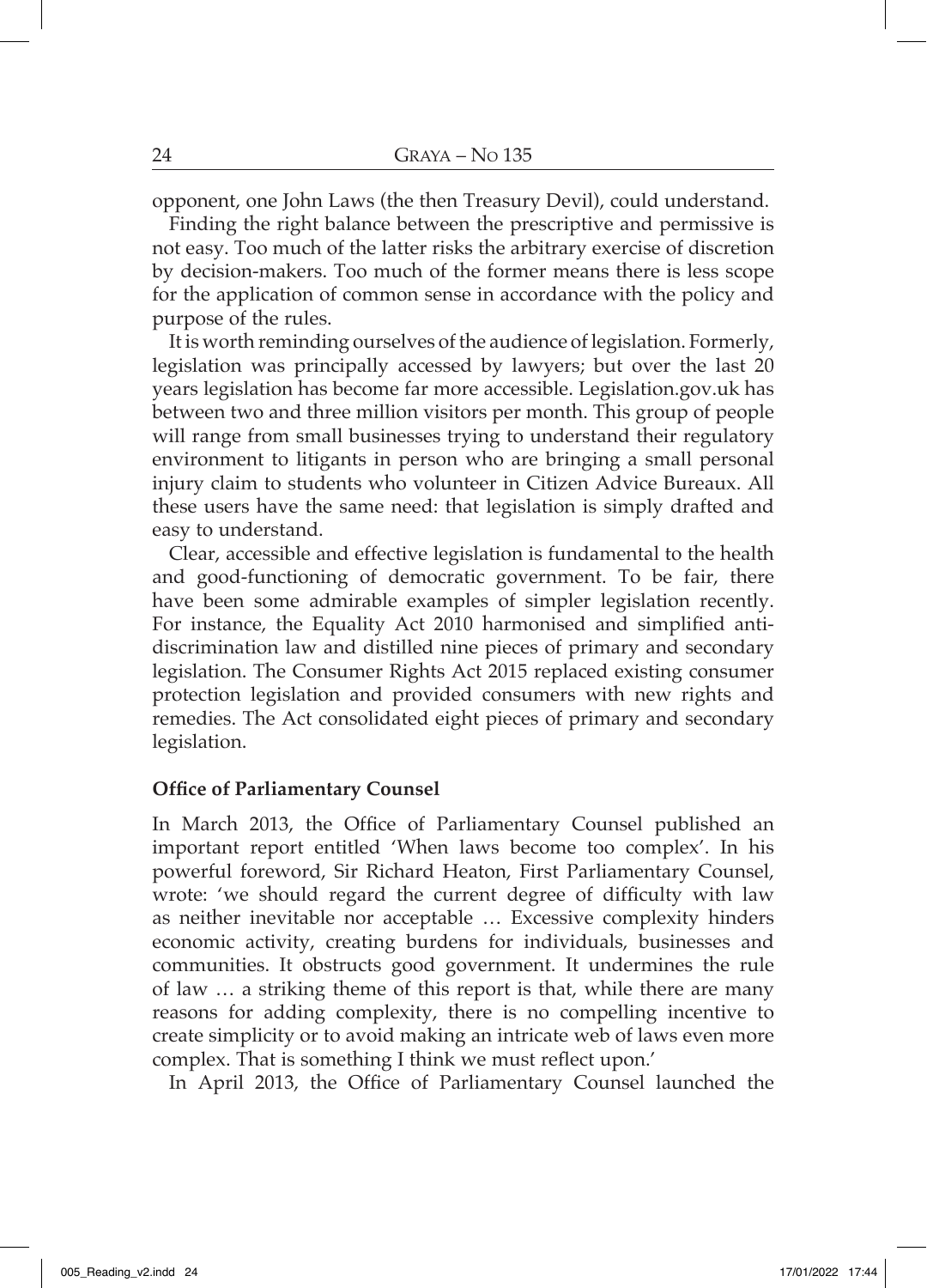opponent, one John Laws (the then Treasury Devil), could understand.

Finding the right balance between the prescriptive and permissive is not easy. Too much of the latter risks the arbitrary exercise of discretion by decision-makers. Too much of the former means there is less scope for the application of common sense in accordance with the policy and purpose of the rules.

It is worth reminding ourselves of the audience of legislation. Formerly, legislation was principally accessed by lawyers; but over the last 20 years legislation has become far more accessible. Legislation.gov.uk has between two and three million visitors per month. This group of people will range from small businesses trying to understand their regulatory environment to litigants in person who are bringing a small personal injury claim to students who volunteer in Citizen Advice Bureaux. All these users have the same need: that legislation is simply drafted and easy to understand.

Clear, accessible and effective legislation is fundamental to the health and good-functioning of democratic government. To be fair, there have been some admirable examples of simpler legislation recently. For instance, the Equality Act 2010 harmonised and simplified anti-discrimination law and distilled nine pieces of primary and secondary legislation. The Consumer Rights Act 2015 replaced existing consumer protection legislation and provided consumers with new rights and remedies. The Act consolidated eight pieces of primary and secondary legislation.

**Office of Parliamentary Counsel**

In March 2013, the Office of Parliamentary Counsel published an important report entitled 'When laws become too complex'. In his powerful foreword, Sir Richard Heaton, First Parliamentary Counsel, wrote: 'we should regard the current degree of difficulty with law as neither inevitable nor acceptable … Excessive complexity hinders economic activity, creating burdens for individuals, businesses and communities. It obstructs good government. It undermines the rule of law … a striking theme of this report is that, while there are many reasons for adding complexity, there is no compelling incentive to create simplicity or to avoid making an intricate web of laws even more complex. That is something I think we must reflect upon.'

In April 2013, the Office of Parliamentary Counsel launched the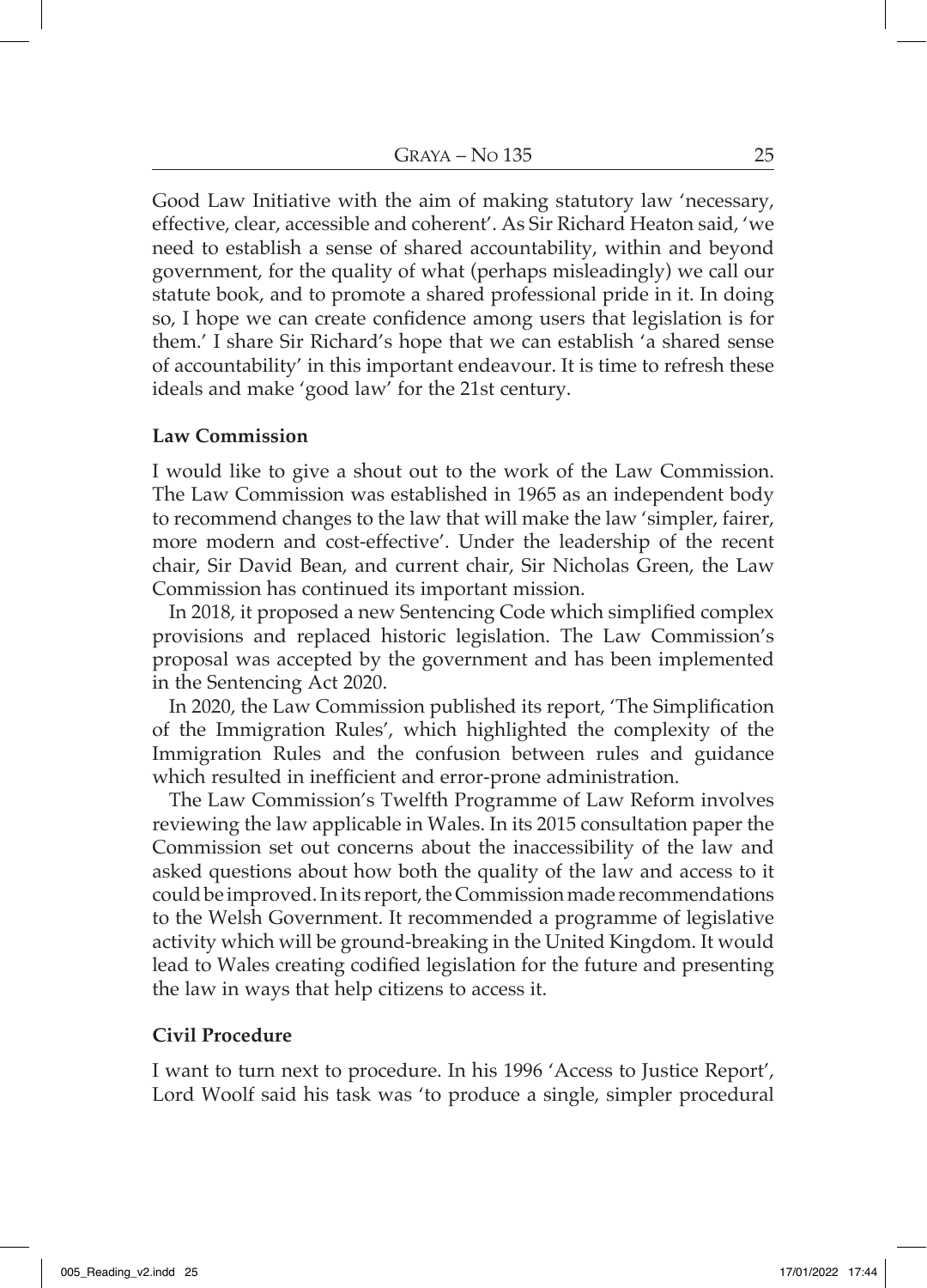Good Law Initiative with the aim of making statutory law 'necessary, effective, clear, accessible and coherent'. As Sir Richard Heaton said, 'we need to establish a sense of shared accountability, within and beyond government, for the quality of what (perhaps misleadingly) we call our statute book, and to promote a shared professional pride in it. In doing so, I hope we can create confidence among users that legislation is for them.' I share Sir Richard's hope that we can establish 'a shared sense of accountability' in this important endeavour. It is time to refresh these ideals and make 'good law' for the 21st century.

**Law Commission**

I would like to give a shout out to the work of the Law Commission. The Law Commission was established in 1965 as an independent body to recommend changes to the law that will make the law 'simpler, fairer, more modern and cost-effective'. Under the leadership of the recent chair, Sir David Bean, and current chair, Sir Nicholas Green, the Law Commission has continued its important mission.

In 2018, it proposed a new Sentencing Code which simplified complex provisions and replaced historic legislation. The Law Commission's proposal was accepted by the government and has been implemented in the Sentencing Act 2020.

In 2020, the Law Commission published its report, 'The Simplification of the Immigration Rules', which highlighted the complexity of the Immigration Rules and the confusion between rules and guidance which resulted in inefficient and error-prone administration.

The Law Commission's Twelfth Programme of Law Reform involves reviewing the law applicable in Wales. In its 2015 consultation paper the Commission set out concerns about the inaccessibility of the law and asked questions about how both the quality of the law and access to it could be improved. In its report, the Commission made recommendations to the Welsh Government. It recommended a programme of legislative activity which will be ground-breaking in the United Kingdom. It would lead to Wales creating codified legislation for the future and presenting the law in ways that help citizens to access it.

**Civil Procedure**

I want to turn next to procedure. In his 1996 'Access to Justice Report', Lord Woolf said his task was 'to produce a single, simpler procedural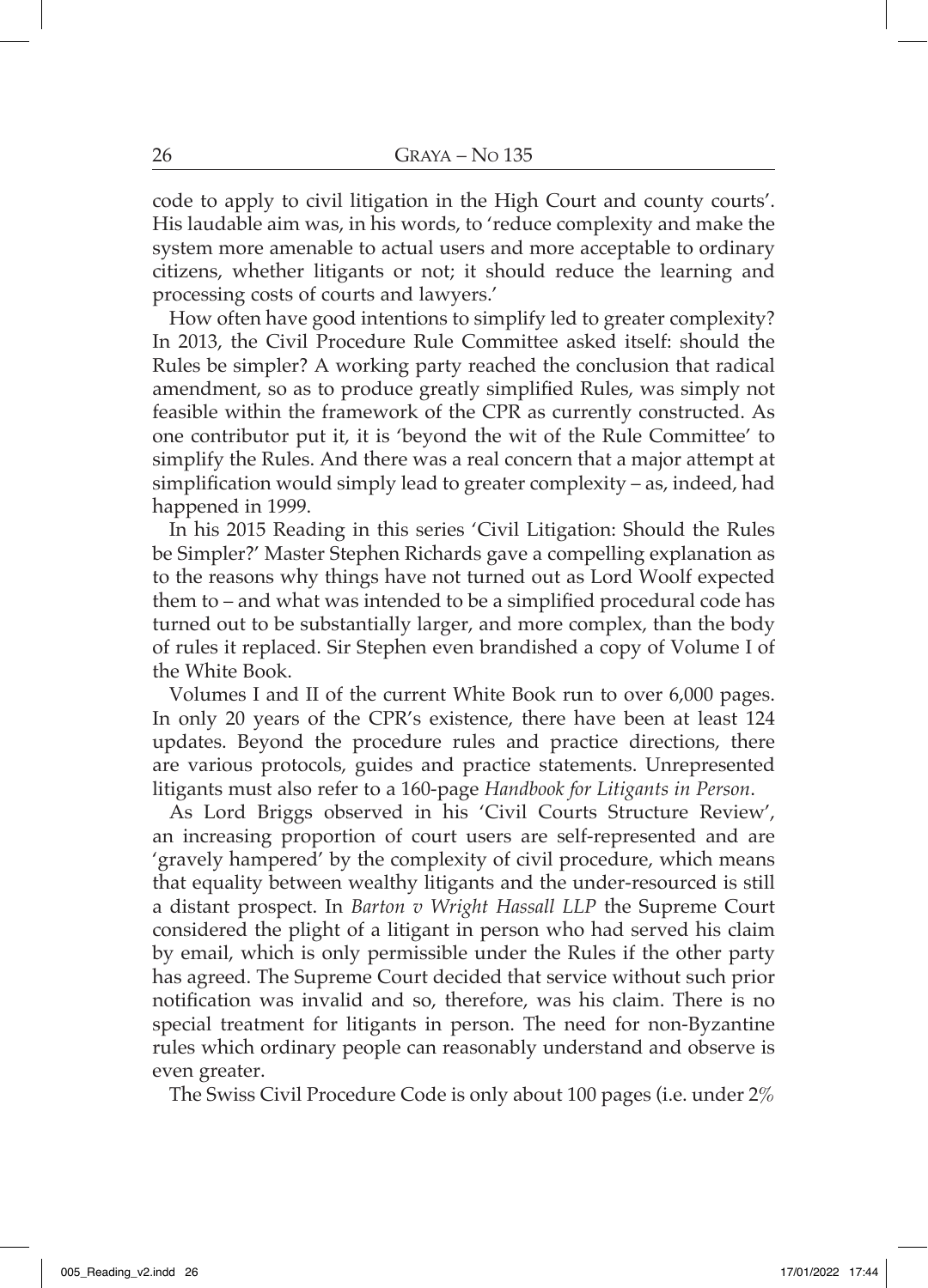code to apply to civil litigation in the High Court and county courts'. His laudable aim was, in his words, to 'reduce complexity and make the system more amenable to actual users and more acceptable to ordinary citizens, whether litigants or not; it should reduce the learning and processing costs of courts and lawyers.'

How often have good intentions to simplify led to greater complexity? In 2013, the Civil Procedure Rule Committee asked itself: should the Rules be simpler? A working party reached the conclusion that radical amendment, so as to produce greatly simplified Rules, was simply not feasible within the framework of the CPR as currently constructed. As one contributor put it, it is 'beyond the wit of the Rule Committee' to simplify the Rules. And there was a real concern that a major attempt at simplification would simply lead to greater complexity – as, indeed, had happened in 1999.

In his 2015 Reading in this series 'Civil Litigation: Should the Rules be Simpler?' Master Stephen Richards gave a compelling explanation as to the reasons why things have not turned out as Lord Woolf expected them to – and what was intended to be a simplified procedural code has turned out to be substantially larger, and more complex, than the body of rules it replaced. Sir Stephen even brandished a copy of Volume I of the White Book.

Volumes I and II of the current White Book run to over 6,000 pages. In only 20 years of the CPR's existence, there have been at least 124 updates. Beyond the procedure rules and practice directions, there are various protocols, guides and practice statements. Unrepresented litigants must also refer to a 160-page *Handbook for Litigants in Person*.

As Lord Briggs observed in his 'Civil Courts Structure Review', an increasing proportion of court users are self-represented and are 'gravely hampered' by the complexity of civil procedure, which means that equality between wealthy litigants and the under-resourced is still a distant prospect. In *Barton v Wright Hassall LLP* the Supreme Court considered the plight of a litigant in person who had served his claim by email, which is only permissible under the Rules if the other party has agreed. The Supreme Court decided that service without such prior notification was invalid and so, therefore, was his claim. There is no special treatment for litigants in person. The need for non-Byzantine rules which ordinary people can reasonably understand and observe is even greater.

The Swiss Civil Procedure Code is only about 100 pages (i.e. under 2%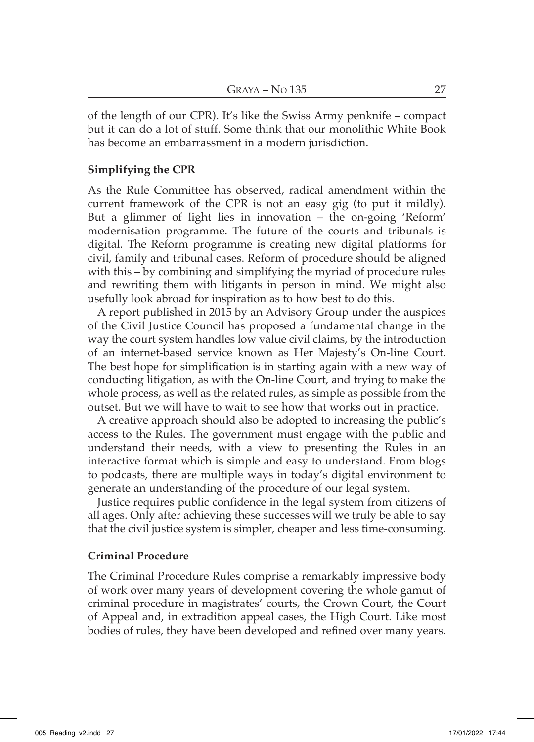of the length of our CPR). It's like the Swiss Army penknife – compact but it can do a lot of stuff. Some think that our monolithic White Book has become an embarrassment in a modern jurisdiction.

**Simplifying the CPR**

As the Rule Committee has observed, radical amendment within the current framework of the CPR is not an easy gig (to put it mildly). But a glimmer of light lies in innovation – the on-going 'Reform' modernisation programme. The future of the courts and tribunals is digital. The Reform programme is creating new digital platforms for civil, family and tribunal cases. Reform of procedure should be aligned with this – by combining and simplifying the myriad of procedure rules and rewriting them with litigants in person in mind. We might also usefully look abroad for inspiration as to how best to do this.

A report published in 2015 by an Advisory Group under the auspices of the Civil Justice Council has proposed a fundamental change in the way the court system handles low value civil claims, by the introduction of an internet-based service known as Her Majesty's On-line Court. The best hope for simplification is in starting again with a new way of conducting litigation, as with the On-line Court, and trying to make the whole process, as well as the related rules, as simple as possible from the outset. But we will have to wait to see how that works out in practice.

A creative approach should also be adopted to increasing the public's access to the Rules. The government must engage with the public and understand their needs, with a view to presenting the Rules in an interactive format which is simple and easy to understand. From blogs to podcasts, there are multiple ways in today's digital environment to generate an understanding of the procedure of our legal system.

Justice requires public confidence in the legal system from citizens of all ages. Only after achieving these successes will we truly be able to say that the civil justice system is simpler, cheaper and less time-consuming.

**Criminal Procedure**

The Criminal Procedure Rules comprise a remarkably impressive body of work over many years of development covering the whole gamut of criminal procedure in magistrates' courts, the Crown Court, the Court of Appeal and, in extradition appeal cases, the High Court. Like most bodies of rules, they have been developed and refined over many years.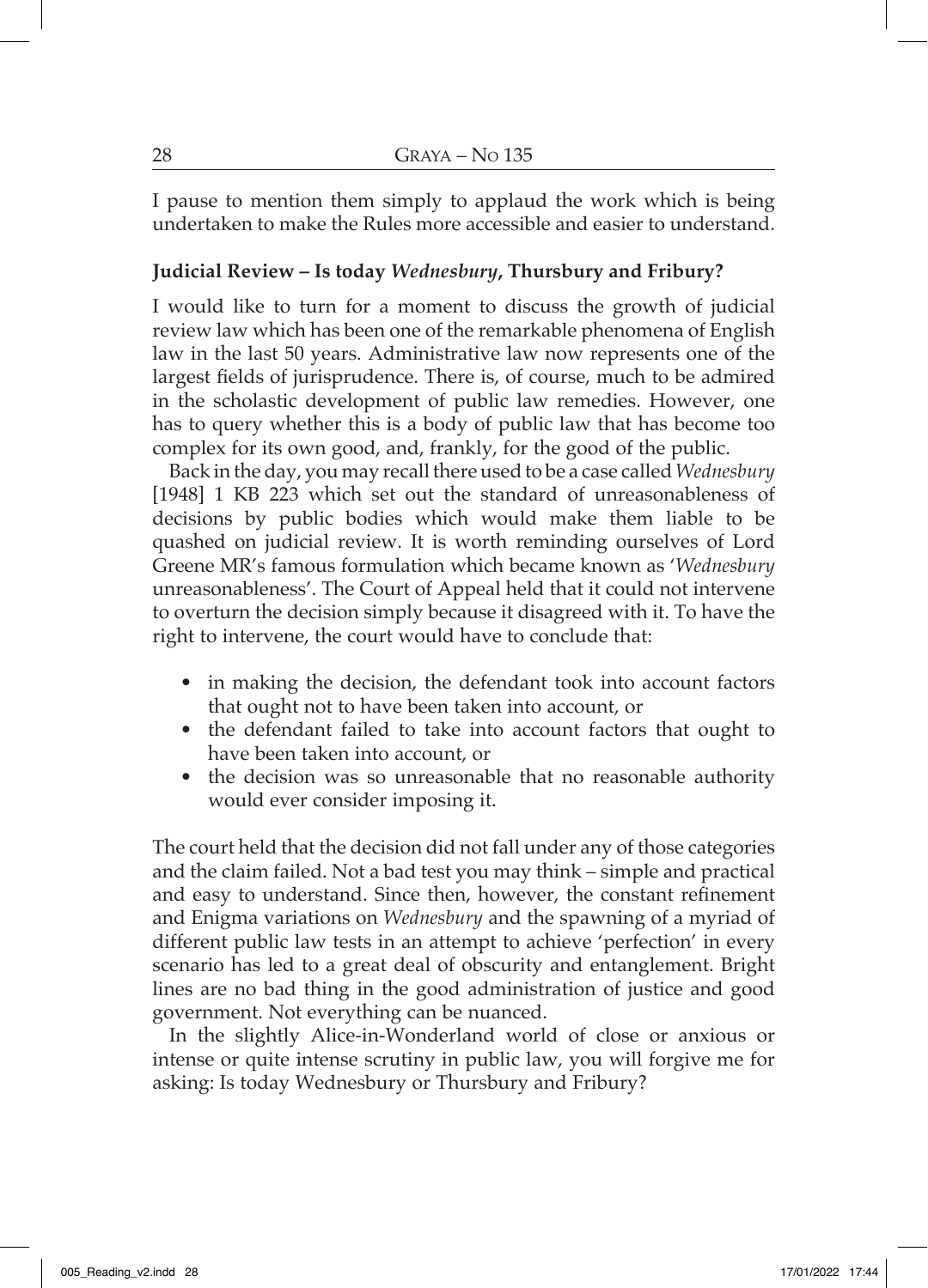I pause to mention them simply to applaud the work which is being undertaken to make the Rules more accessible and easier to understand.

**Judicial Review – Is today *Wednesbury*, Thursbury and Fribury?**

I would like to turn for a moment to discuss the growth of judicial review law which has been one of the remarkable phenomena of English law in the last 50 years. Administrative law now represents one of the largest fields of jurisprudence. There is, of course, much to be admired in the scholastic development of public law remedies. However, one has to query whether this is a body of public law that has become too complex for its own good, and, frankly, for the good of the public.

Back in the day, you may recall there used to be a case called *Wednesbury* [1948] 1 KB 223 which set out the standard of unreasonableness of decisions by public bodies which would make them liable to be quashed on judicial review. It is worth reminding ourselves of Lord Greene MR's famous formulation which became known as '*Wednesbury* unreasonableness'. The Court of Appeal held that it could not intervene to overturn the decision simply because it disagreed with it. To have the right to intervene, the court would have to conclude that:

- in making the decision, the defendant took into account factors that ought not to have been taken into account, or
- the defendant failed to take into account factors that ought to have been taken into account, or
- the decision was so unreasonable that no reasonable authority would ever consider imposing it.

The court held that the decision did not fall under any of those categories and the claim failed. Not a bad test you may think – simple and practical and easy to understand. Since then, however, the constant refinement and Enigma variations on *Wednesbury* and the spawning of a myriad of different public law tests in an attempt to achieve 'perfection' in every scenario has led to a great deal of obscurity and entanglement. Bright lines are no bad thing in the good administration of justice and good government. Not everything can be nuanced.

In the slightly Alice-in-Wonderland world of close or anxious or intense or quite intense scrutiny in public law, you will forgive me for asking: Is today Wednesbury or Thursbury and Fribury?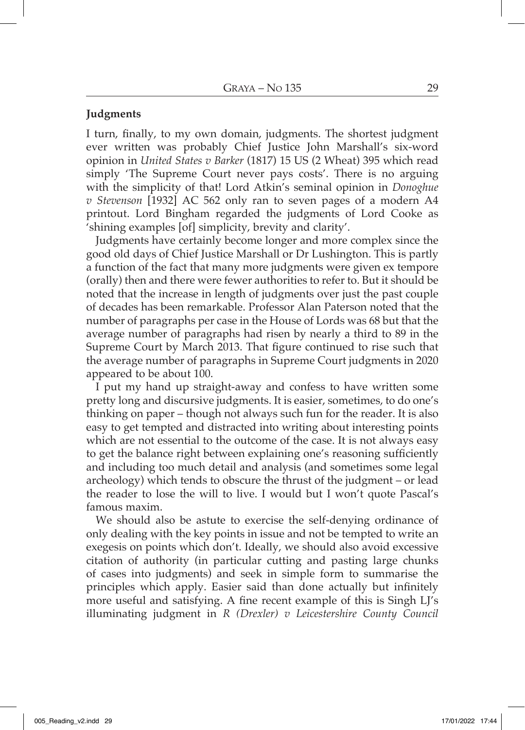**Judgments**

I turn, finally, to my own domain, judgments. The shortest judgment ever written was probably Chief Justice John Marshall's six-word opinion in *United States v Barker* (1817) 15 US (2 Wheat) 395 which read simply 'The Supreme Court never pays costs'. There is no arguing with the simplicity of that! Lord Atkin's seminal opinion in *Donoghue v Stevenson* [1932] AC 562 only ran to seven pages of a modern A4 printout. Lord Bingham regarded the judgments of Lord Cooke as 'shining examples [of] simplicity, brevity and clarity'.

Judgments have certainly become longer and more complex since the good old days of Chief Justice Marshall or Dr Lushington. This is partly a function of the fact that many more judgments were given ex tempore (orally) then and there were fewer authorities to refer to. But it should be noted that the increase in length of judgments over just the past couple of decades has been remarkable. Professor Alan Paterson noted that the number of paragraphs per case in the House of Lords was 68 but that the average number of paragraphs had risen by nearly a third to 89 in the Supreme Court by March 2013. That figure continued to rise such that the average number of paragraphs in Supreme Court judgments in 2020 appeared to be about 100.

I put my hand up straight-away and confess to have written some pretty long and discursive judgments. It is easier, sometimes, to do one's thinking on paper – though not always such fun for the reader. It is also easy to get tempted and distracted into writing about interesting points which are not essential to the outcome of the case. It is not always easy to get the balance right between explaining one's reasoning sufficiently and including too much detail and analysis (and sometimes some legal archeology) which tends to obscure the thrust of the judgment – or lead the reader to lose the will to live. I would but I won't quote Pascal's famous maxim.

We should also be astute to exercise the self-denying ordinance of only dealing with the key points in issue and not be tempted to write an exegesis on points which don't. Ideally, we should also avoid excessive citation of authority (in particular cutting and pasting large chunks of cases into judgments) and seek in simple form to summarise the principles which apply. Easier said than done actually but infinitely more useful and satisfying. A fine recent example of this is Singh LJ's illuminating judgment in *R (Drexler) v Leicestershire County Council*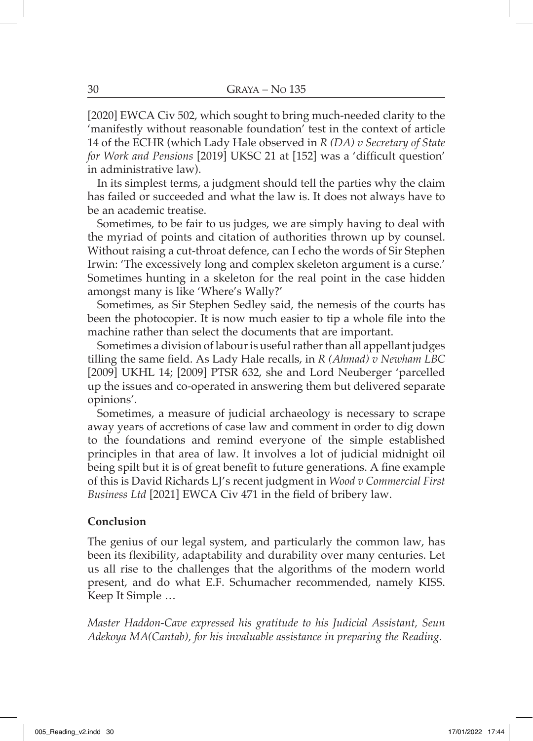[2020] EWCA Civ 502, which sought to bring much-needed clarity to the 'manifestly without reasonable foundation' test in the context of article 14 of the ECHR (which Lady Hale observed in *R (DA) v Secretary of State for Work and Pensions* [2019] UKSC 21 at [152] was a 'difficult question' in administrative law).

In its simplest terms, a judgment should tell the parties why the claim has failed or succeeded and what the law is. It does not always have to be an academic treatise.

Sometimes, to be fair to us judges, we are simply having to deal with the myriad of points and citation of authorities thrown up by counsel. Without raising a cut-throat defence, can I echo the words of Sir Stephen Irwin: 'The excessively long and complex skeleton argument is a curse.' Sometimes hunting in a skeleton for the real point in the case hidden amongst many is like 'Where's Wally?'

Sometimes, as Sir Stephen Sedley said, the nemesis of the courts has been the photocopier. It is now much easier to tip a whole file into the machine rather than select the documents that are important.

Sometimes a division of labour is useful rather than all appellant judges tilling the same field. As Lady Hale recalls, in *R (Ahmad) v Newham LBC* [2009] UKHL 14; [2009] PTSR 632, she and Lord Neuberger 'parcelled up the issues and co-operated in answering them but delivered separate opinions'.

Sometimes, a measure of judicial archaeology is necessary to scrape away years of accretions of case law and comment in order to dig down to the foundations and remind everyone of the simple established principles in that area of law. It involves a lot of judicial midnight oil being spilt but it is of great benefit to future generations. A fine example of this is David Richards LJ's recent judgment in *Wood v Commercial First Business Ltd* [2021] EWCA Civ 471 in the field of bribery law.

**Conclusion**

The genius of our legal system, and particularly the common law, has been its flexibility, adaptability and durability over many centuries. Let us all rise to the challenges that the algorithms of the modern world present, and do what E.F. Schumacher recommended, namely KISS. Keep It Simple …

*Master Haddon-Cave expressed his gratitude to his Judicial Assistant, Seun Adekoya MA(Cantab), for his invaluable assistance in preparing the Reading.*